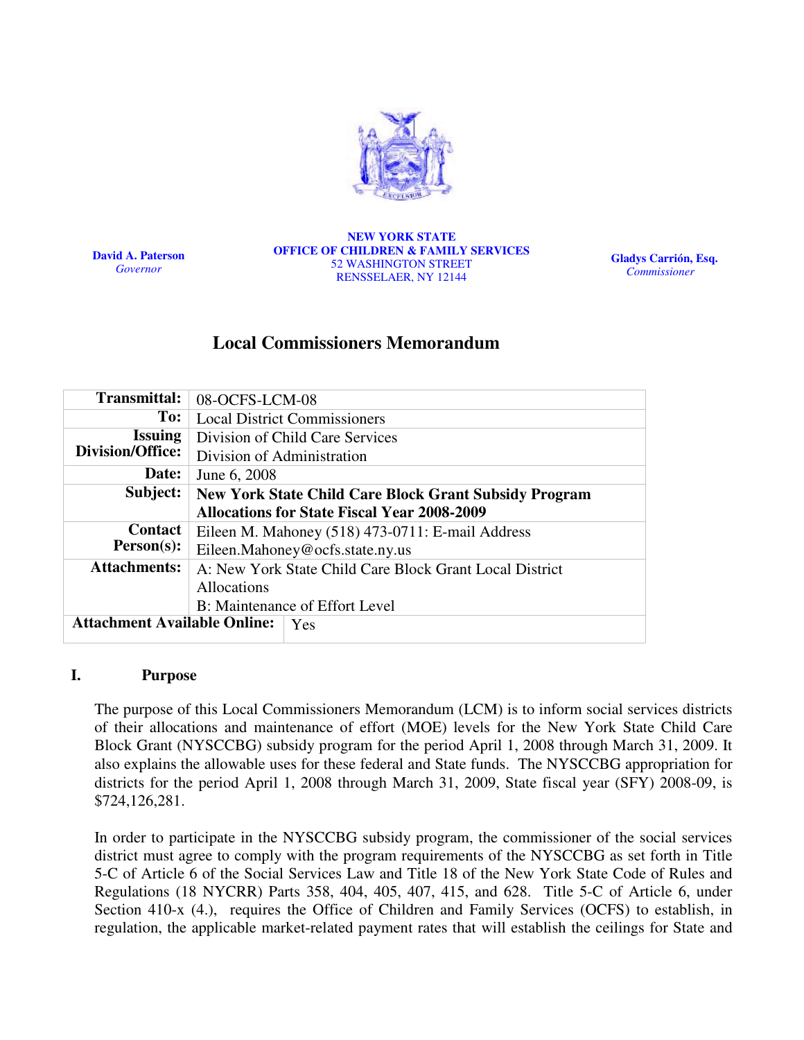**David A. Paterson**
*Governor*

**NEW YORK STATE**
**OFFICE OF CHILDREN & FAMILY SERVICES**
52 WASHINGTON STREET
RENSSELAER, NY 12144

**Gladys Carrión, Esq.**
*Commissioner*

# Local Commissioners Memorandum

| | |
|---|---|
| **Transmittal:** | 08-OCFS-LCM-08 |
| **To:** | Local District Commissioners |
| **Issuing Division/Office:** | Division of Child Care Services<br>Division of Administration |
| **Date:** | June 6, 2008 |
| **Subject:** | **New York State Child Care Block Grant Subsidy Program Allocations for State Fiscal Year 2008-2009** |
| **Contact Person(s):** | Eileen M. Mahoney (518) 473-0711: E-mail Address Eileen.Mahoney@ocfs.state.ny.us |
| **Attachments:** | A: New York State Child Care Block Grant Local District Allocations<br>B: Maintenance of Effort Level |
| **Attachment Available Online:** | Yes |

## I. Purpose

The purpose of this Local Commissioners Memorandum (LCM) is to inform social services districts of their allocations and maintenance of effort (MOE) levels for the New York State Child Care Block Grant (NYSCCBG) subsidy program for the period April 1, 2008 through March 31, 2009. It also explains the allowable uses for these federal and State funds. The NYSCCBG appropriation for districts for the period April 1, 2008 through March 31, 2009, State fiscal year (SFY) 2008-09, is $724,126,281.

In order to participate in the NYSCCBG subsidy program, the commissioner of the social services district must agree to comply with the program requirements of the NYSCCBG as set forth in Title 5-C of Article 6 of the Social Services Law and Title 18 of the New York State Code of Rules and Regulations (18 NYCRR) Parts 358, 404, 405, 407, 415, and 628. Title 5-C of Article 6, under Section 410-x (4.), requires the Office of Children and Family Services (OCFS) to establish, in regulation, the applicable market-related payment rates that will establish the ceilings for State and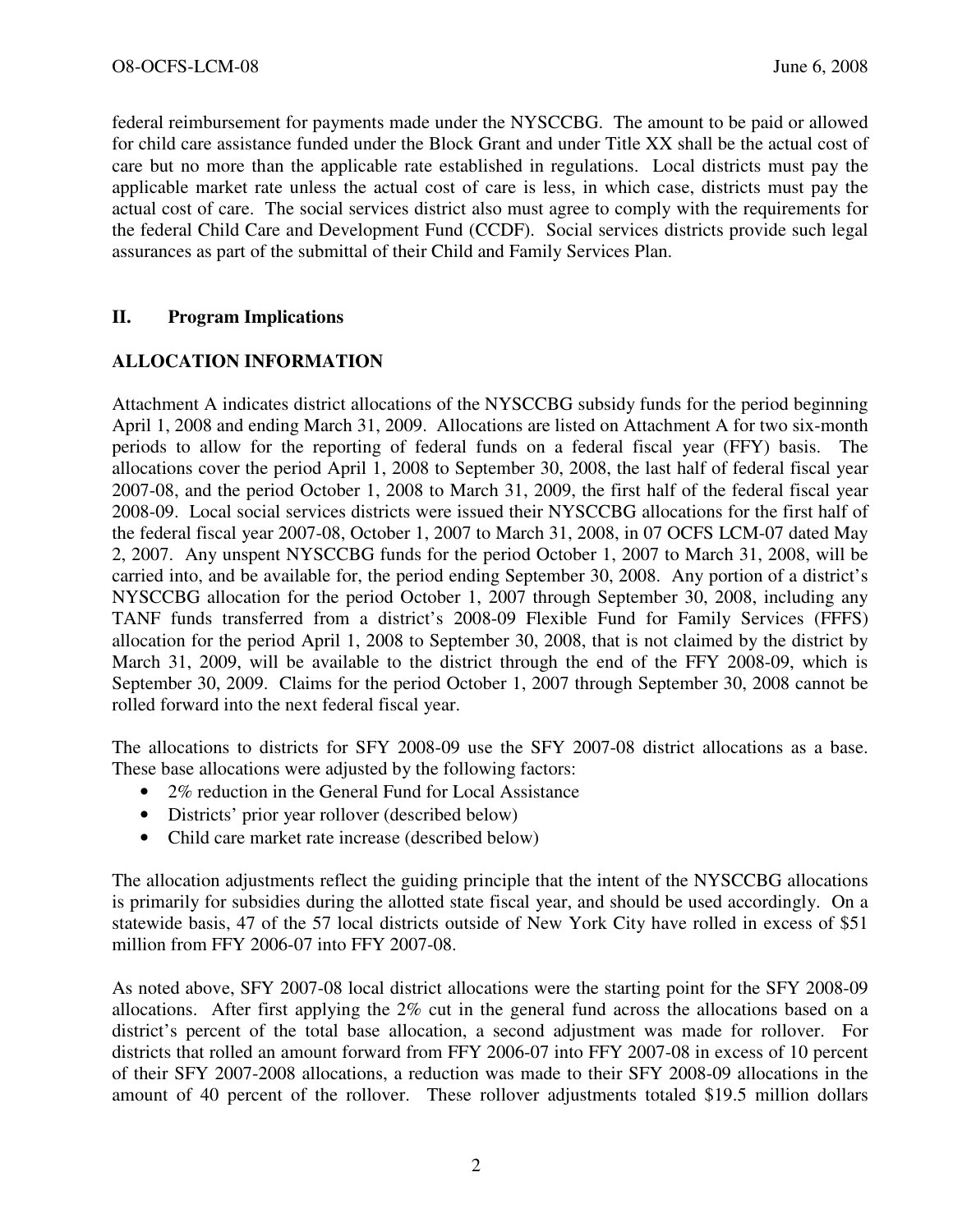federal reimbursement for payments made under the NYSCCBG. The amount to be paid or allowed for child care assistance funded under the Block Grant and under Title XX shall be the actual cost of care but no more than the applicable rate established in regulations. Local districts must pay the applicable market rate unless the actual cost of care is less, in which case, districts must pay the actual cost of care. The social services district also must agree to comply with the requirements for the federal Child Care and Development Fund (CCDF). Social services districts provide such legal assurances as part of the submittal of their Child and Family Services Plan.

## II. Program Implications

### ALLOCATION INFORMATION

Attachment A indicates district allocations of the NYSCCBG subsidy funds for the period beginning April 1, 2008 and ending March 31, 2009. Allocations are listed on Attachment A for two six-month periods to allow for the reporting of federal funds on a federal fiscal year (FFY) basis. The allocations cover the period April 1, 2008 to September 30, 2008, the last half of federal fiscal year 2007-08, and the period October 1, 2008 to March 31, 2009, the first half of the federal fiscal year 2008-09. Local social services districts were issued their NYSCCBG allocations for the first half of the federal fiscal year 2007-08, October 1, 2007 to March 31, 2008, in 07 OCFS LCM-07 dated May 2, 2007. Any unspent NYSCCBG funds for the period October 1, 2007 to March 31, 2008, will be carried into, and be available for, the period ending September 30, 2008. Any portion of a district's NYSCCBG allocation for the period October 1, 2007 through September 30, 2008, including any TANF funds transferred from a district's 2008-09 Flexible Fund for Family Services (FFFS) allocation for the period April 1, 2008 to September 30, 2008, that is not claimed by the district by March 31, 2009, will be available to the district through the end of the FFY 2008-09, which is September 30, 2009. Claims for the period October 1, 2007 through September 30, 2008 cannot be rolled forward into the next federal fiscal year.

The allocations to districts for SFY 2008-09 use the SFY 2007-08 district allocations as a base. These base allocations were adjusted by the following factors:

- 2% reduction in the General Fund for Local Assistance
- Districts' prior year rollover (described below)
- Child care market rate increase (described below)

The allocation adjustments reflect the guiding principle that the intent of the NYSCCBG allocations is primarily for subsidies during the allotted state fiscal year, and should be used accordingly. On a statewide basis, 47 of the 57 local districts outside of New York City have rolled in excess of $51 million from FFY 2006-07 into FFY 2007-08.

As noted above, SFY 2007-08 local district allocations were the starting point for the SFY 2008-09 allocations. After first applying the 2% cut in the general fund across the allocations based on a district's percent of the total base allocation, a second adjustment was made for rollover. For districts that rolled an amount forward from FFY 2006-07 into FFY 2007-08 in excess of 10 percent of their SFY 2007-2008 allocations, a reduction was made to their SFY 2008-09 allocations in the amount of 40 percent of the rollover. These rollover adjustments totaled $19.5 million dollars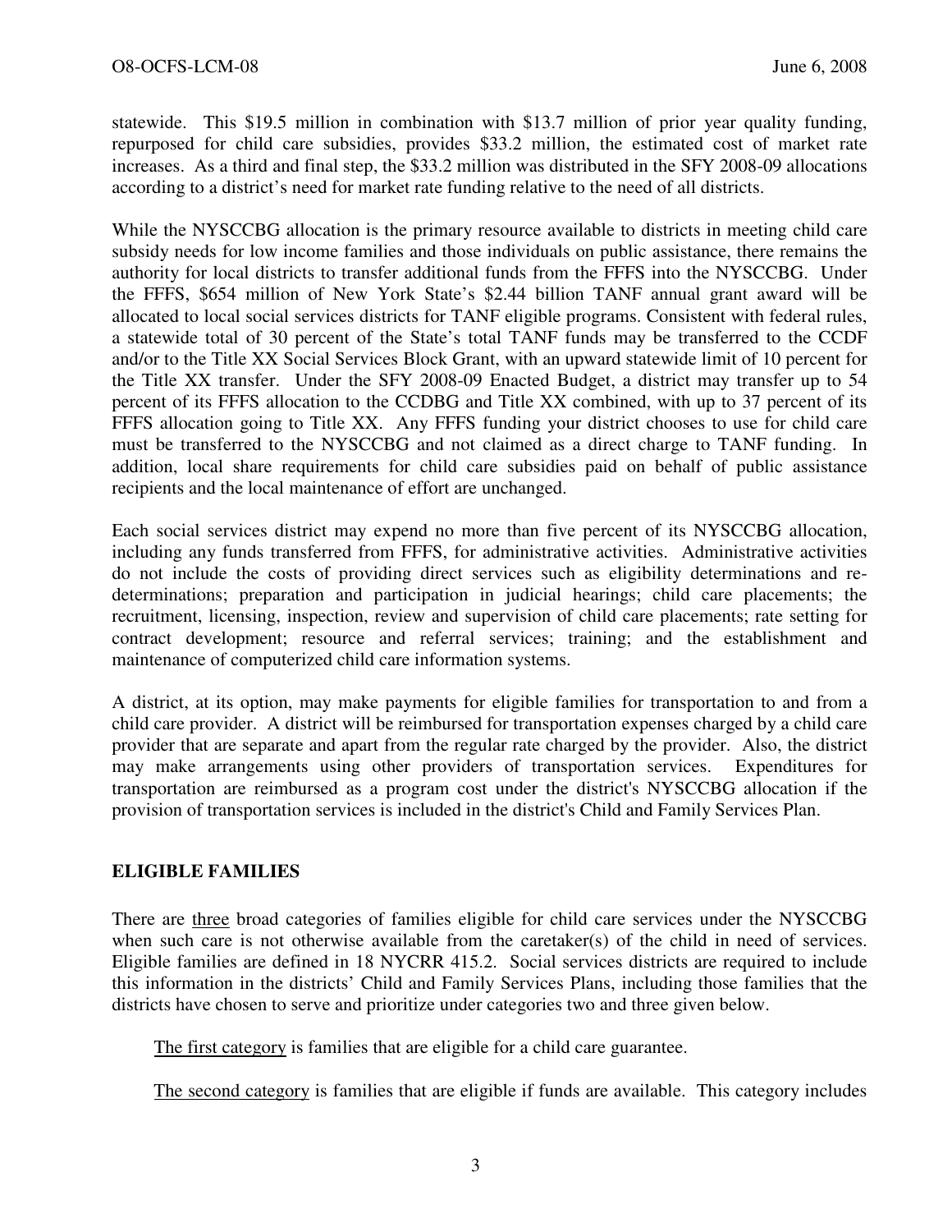statewide. This $19.5 million in combination with $13.7 million of prior year quality funding, repurposed for child care subsidies, provides $33.2 million, the estimated cost of market rate increases. As a third and final step, the $33.2 million was distributed in the SFY 2008-09 allocations according to a district's need for market rate funding relative to the need of all districts.

While the NYSCCBG allocation is the primary resource available to districts in meeting child care subsidy needs for low income families and those individuals on public assistance, there remains the authority for local districts to transfer additional funds from the FFFS into the NYSCCBG. Under the FFFS, $654 million of New York State's $2.44 billion TANF annual grant award will be allocated to local social services districts for TANF eligible programs. Consistent with federal rules, a statewide total of 30 percent of the State's total TANF funds may be transferred to the CCDF and/or to the Title XX Social Services Block Grant, with an upward statewide limit of 10 percent for the Title XX transfer. Under the SFY 2008-09 Enacted Budget, a district may transfer up to 54 percent of its FFFS allocation to the CCDBG and Title XX combined, with up to 37 percent of its FFFS allocation going to Title XX. Any FFFS funding your district chooses to use for child care must be transferred to the NYSCCBG and not claimed as a direct charge to TANF funding. In addition, local share requirements for child care subsidies paid on behalf of public assistance recipients and the local maintenance of effort are unchanged.

Each social services district may expend no more than five percent of its NYSCCBG allocation, including any funds transferred from FFFS, for administrative activities. Administrative activities do not include the costs of providing direct services such as eligibility determinations and re-determinations; preparation and participation in judicial hearings; child care placements; the recruitment, licensing, inspection, review and supervision of child care placements; rate setting for contract development; resource and referral services; training; and the establishment and maintenance of computerized child care information systems.

A district, at its option, may make payments for eligible families for transportation to and from a child care provider. A district will be reimbursed for transportation expenses charged by a child care provider that are separate and apart from the regular rate charged by the provider. Also, the district may make arrangements using other providers of transportation services. Expenditures for transportation are reimbursed as a program cost under the district's NYSCCBG allocation if the provision of transportation services is included in the district's Child and Family Services Plan.

## ELIGIBLE FAMILIES

There are <u>three</u> broad categories of families eligible for child care services under the NYSCCBG when such care is not otherwise available from the caretaker(s) of the child in need of services. Eligible families are defined in 18 NYCRR 415.2. Social services districts are required to include this information in the districts' Child and Family Services Plans, including those families that the districts have chosen to serve and prioritize under categories two and three given below.

<u>The first category</u> is families that are eligible for a child care guarantee.

<u>The second category</u> is families that are eligible if funds are available. This category includes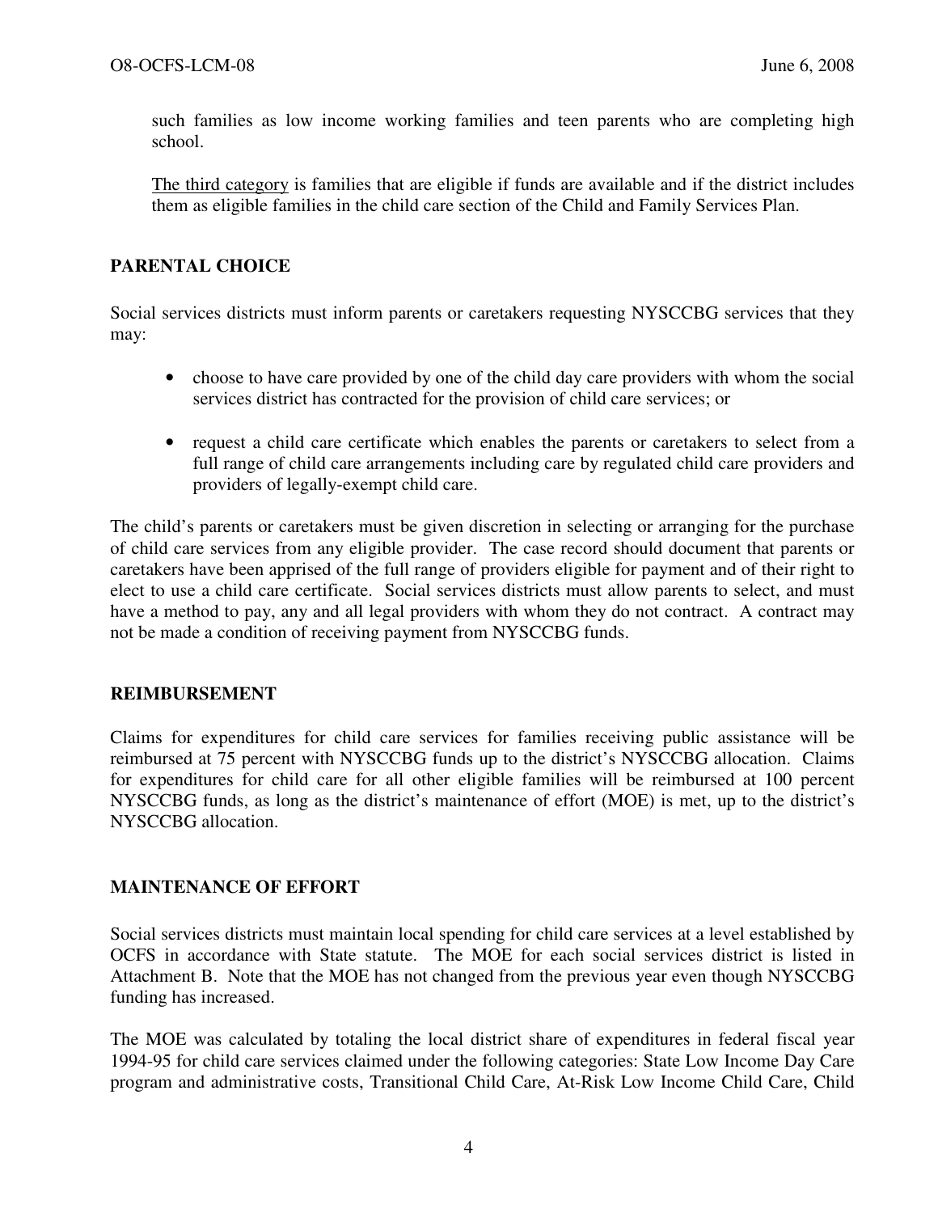such families as low income working families and teen parents who are completing high school.

<u>The third category</u> is families that are eligible if funds are available and if the district includes them as eligible families in the child care section of the Child and Family Services Plan.

## PARENTAL CHOICE

Social services districts must inform parents or caretakers requesting NYSCCBG services that they may:

- choose to have care provided by one of the child day care providers with whom the social services district has contracted for the provision of child care services; or
- request a child care certificate which enables the parents or caretakers to select from a full range of child care arrangements including care by regulated child care providers and providers of legally-exempt child care.

The child's parents or caretakers must be given discretion in selecting or arranging for the purchase of child care services from any eligible provider. The case record should document that parents or caretakers have been apprised of the full range of providers eligible for payment and of their right to elect to use a child care certificate. Social services districts must allow parents to select, and must have a method to pay, any and all legal providers with whom they do not contract. A contract may not be made a condition of receiving payment from NYSCCBG funds.

## REIMBURSEMENT

Claims for expenditures for child care services for families receiving public assistance will be reimbursed at 75 percent with NYSCCBG funds up to the district's NYSCCBG allocation. Claims for expenditures for child care for all other eligible families will be reimbursed at 100 percent NYSCCBG funds, as long as the district's maintenance of effort (MOE) is met, up to the district's NYSCCBG allocation.

## MAINTENANCE OF EFFORT

Social services districts must maintain local spending for child care services at a level established by OCFS in accordance with State statute. The MOE for each social services district is listed in Attachment B. Note that the MOE has not changed from the previous year even though NYSCCBG funding has increased.

The MOE was calculated by totaling the local district share of expenditures in federal fiscal year 1994-95 for child care services claimed under the following categories: State Low Income Day Care program and administrative costs, Transitional Child Care, At-Risk Low Income Child Care, Child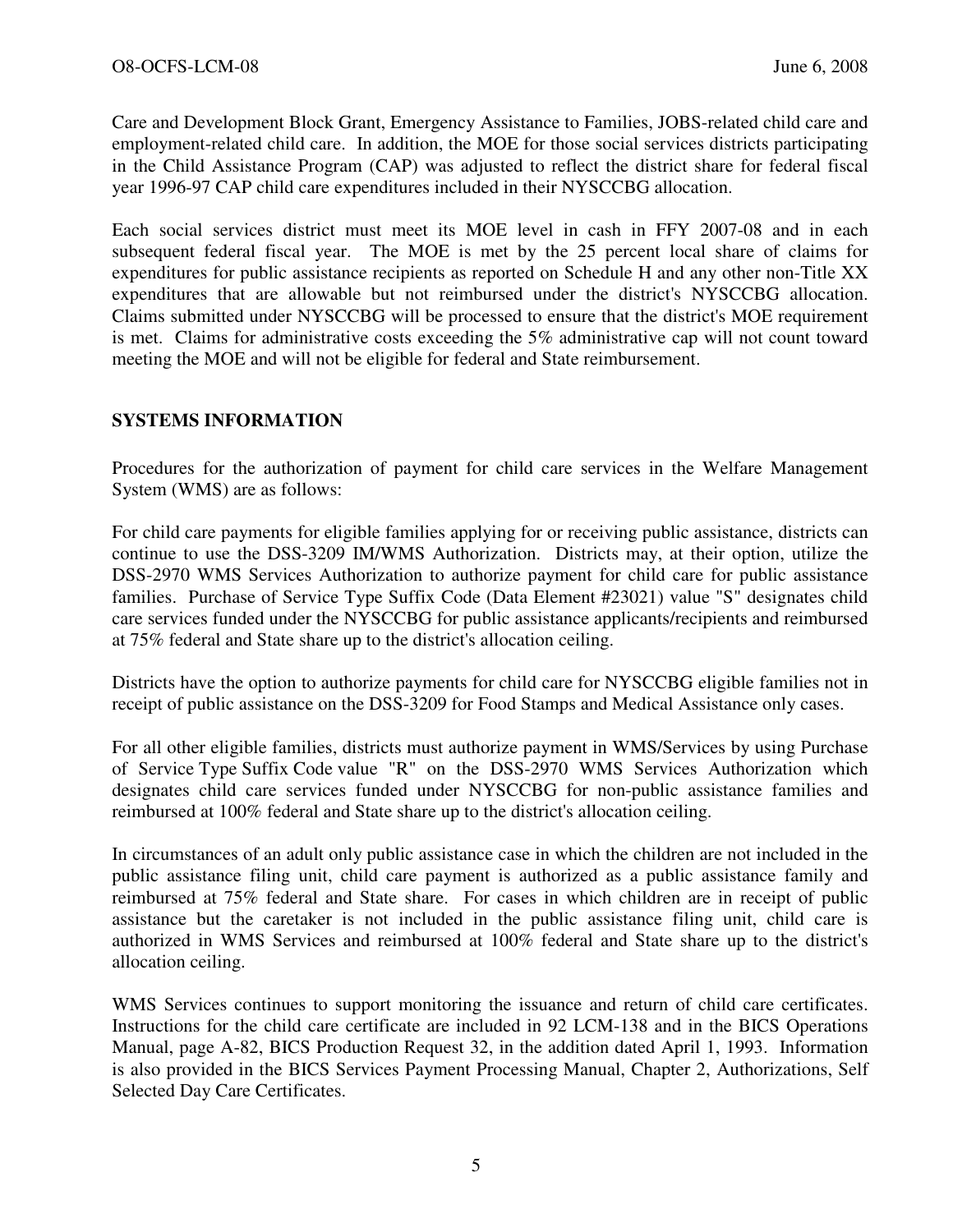Care and Development Block Grant, Emergency Assistance to Families, JOBS-related child care and employment-related child care. In addition, the MOE for those social services districts participating in the Child Assistance Program (CAP) was adjusted to reflect the district share for federal fiscal year 1996-97 CAP child care expenditures included in their NYSCCBG allocation.

Each social services district must meet its MOE level in cash in FFY 2007-08 and in each subsequent federal fiscal year. The MOE is met by the 25 percent local share of claims for expenditures for public assistance recipients as reported on Schedule H and any other non-Title XX expenditures that are allowable but not reimbursed under the district's NYSCCBG allocation. Claims submitted under NYSCCBG will be processed to ensure that the district's MOE requirement is met. Claims for administrative costs exceeding the 5% administrative cap will not count toward meeting the MOE and will not be eligible for federal and State reimbursement.

## SYSTEMS INFORMATION

Procedures for the authorization of payment for child care services in the Welfare Management System (WMS) are as follows:

For child care payments for eligible families applying for or receiving public assistance, districts can continue to use the DSS-3209 IM/WMS Authorization. Districts may, at their option, utilize the DSS-2970 WMS Services Authorization to authorize payment for child care for public assistance families. Purchase of Service Type Suffix Code (Data Element #23021) value "S" designates child care services funded under the NYSCCBG for public assistance applicants/recipients and reimbursed at 75% federal and State share up to the district's allocation ceiling.

Districts have the option to authorize payments for child care for NYSCCBG eligible families not in receipt of public assistance on the DSS-3209 for Food Stamps and Medical Assistance only cases.

For all other eligible families, districts must authorize payment in WMS/Services by using Purchase of Service Type Suffix Code value "R" on the DSS-2970 WMS Services Authorization which designates child care services funded under NYSCCBG for non-public assistance families and reimbursed at 100% federal and State share up to the district's allocation ceiling.

In circumstances of an adult only public assistance case in which the children are not included in the public assistance filing unit, child care payment is authorized as a public assistance family and reimbursed at 75% federal and State share. For cases in which children are in receipt of public assistance but the caretaker is not included in the public assistance filing unit, child care is authorized in WMS Services and reimbursed at 100% federal and State share up to the district's allocation ceiling.

WMS Services continues to support monitoring the issuance and return of child care certificates. Instructions for the child care certificate are included in 92 LCM-138 and in the BICS Operations Manual, page A-82, BICS Production Request 32, in the addition dated April 1, 1993. Information is also provided in the BICS Services Payment Processing Manual, Chapter 2, Authorizations, Self Selected Day Care Certificates.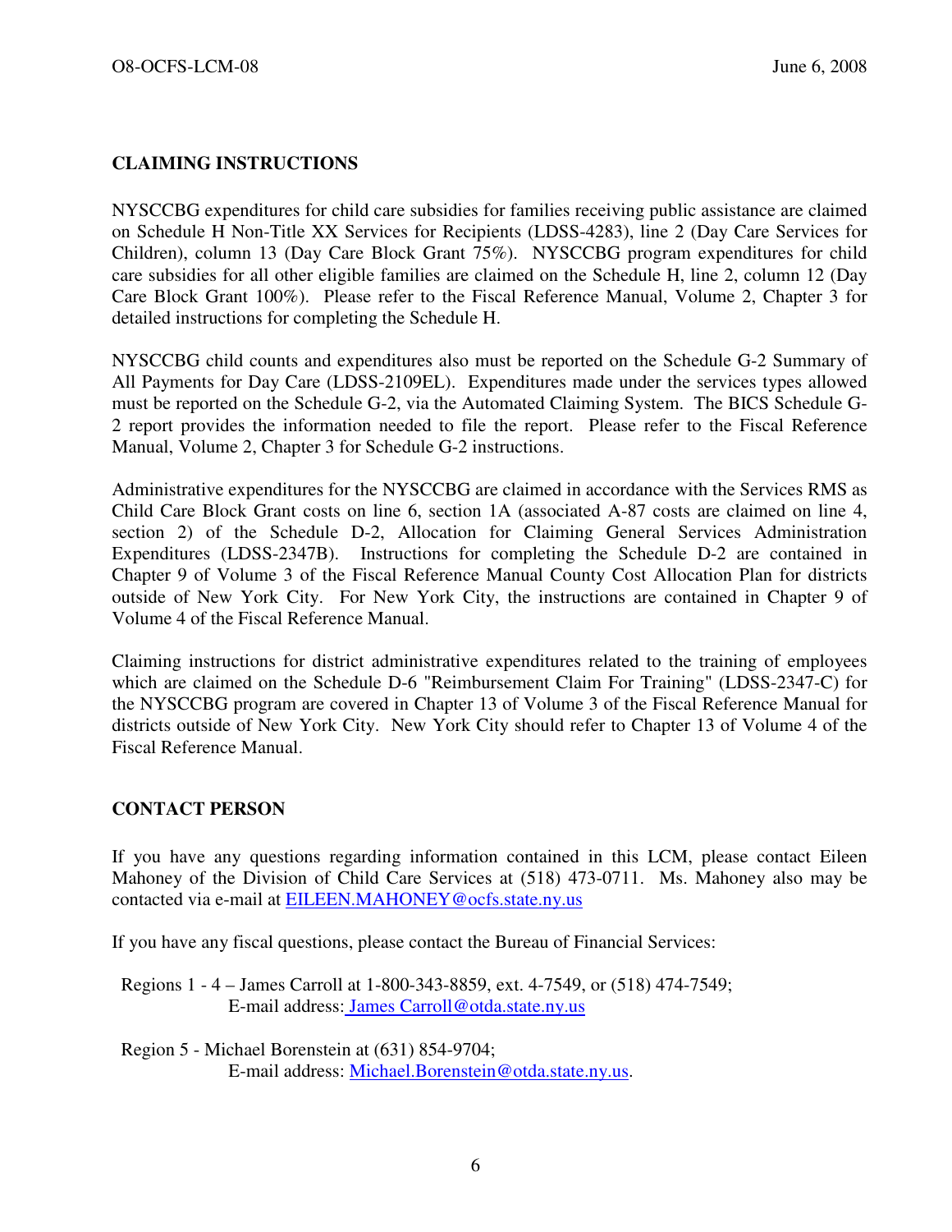## CLAIMING INSTRUCTIONS

NYSCCBG expenditures for child care subsidies for families receiving public assistance are claimed on Schedule H Non-Title XX Services for Recipients (LDSS-4283), line 2 (Day Care Services for Children), column 13 (Day Care Block Grant 75%). NYSCCBG program expenditures for child care subsidies for all other eligible families are claimed on the Schedule H, line 2, column 12 (Day Care Block Grant 100%). Please refer to the Fiscal Reference Manual, Volume 2, Chapter 3 for detailed instructions for completing the Schedule H.

NYSCCBG child counts and expenditures also must be reported on the Schedule G-2 Summary of All Payments for Day Care (LDSS-2109EL). Expenditures made under the services types allowed must be reported on the Schedule G-2, via the Automated Claiming System. The BICS Schedule G-2 report provides the information needed to file the report. Please refer to the Fiscal Reference Manual, Volume 2, Chapter 3 for Schedule G-2 instructions.

Administrative expenditures for the NYSCCBG are claimed in accordance with the Services RMS as Child Care Block Grant costs on line 6, section 1A (associated A-87 costs are claimed on line 4, section 2) of the Schedule D-2, Allocation for Claiming General Services Administration Expenditures (LDSS-2347B). Instructions for completing the Schedule D-2 are contained in Chapter 9 of Volume 3 of the Fiscal Reference Manual County Cost Allocation Plan for districts outside of New York City. For New York City, the instructions are contained in Chapter 9 of Volume 4 of the Fiscal Reference Manual.

Claiming instructions for district administrative expenditures related to the training of employees which are claimed on the Schedule D-6 "Reimbursement Claim For Training" (LDSS-2347-C) for the NYSCCBG program are covered in Chapter 13 of Volume 3 of the Fiscal Reference Manual for districts outside of New York City. New York City should refer to Chapter 13 of Volume 4 of the Fiscal Reference Manual.

## CONTACT PERSON

If you have any questions regarding information contained in this LCM, please contact Eileen Mahoney of the Division of Child Care Services at (518) 473-0711. Ms. Mahoney also may be contacted via e-mail at EILEEN.MAHONEY@ocfs.state.ny.us

If you have any fiscal questions, please contact the Bureau of Financial Services:

Regions 1 - 4 – James Carroll at 1-800-343-8859, ext. 4-7549, or (518) 474-7549;
E-mail address: James Carroll@otda.state.ny.us

Region 5 - Michael Borenstein at (631) 854-9704;
E-mail address: Michael.Borenstein@otda.state.ny.us.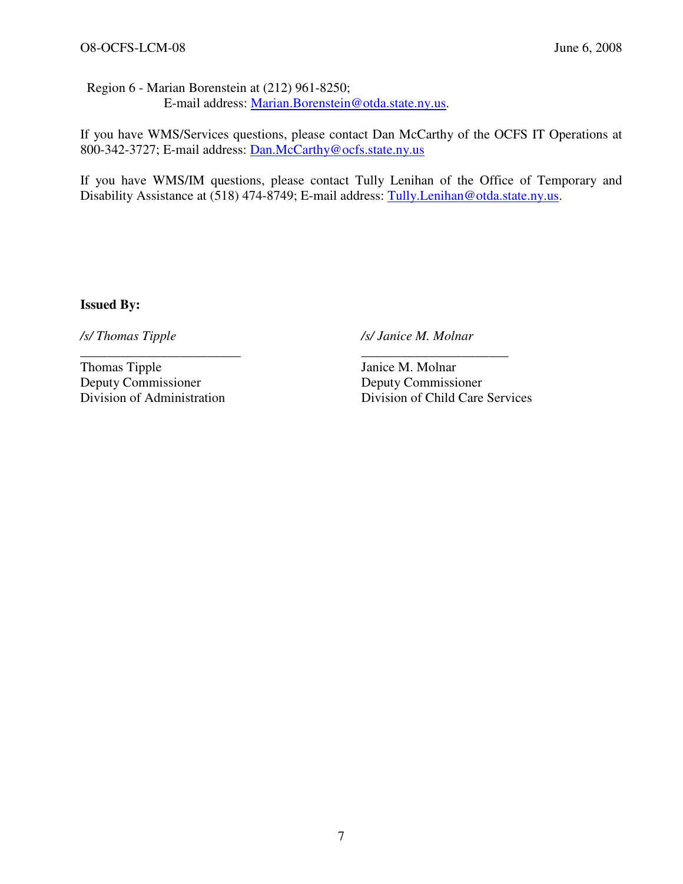Region 6 - Marian Borenstein at (212) 961-8250;
E-mail address: Marian.Borenstein@otda.state.ny.us.

If you have WMS/Services questions, please contact Dan McCarthy of the OCFS IT Operations at 800-342-3727; E-mail address: Dan.McCarthy@ocfs.state.ny.us

If you have WMS/IM questions, please contact Tully Lenihan of the Office of Temporary and Disability Assistance at (518) 474-8749; E-mail address: Tully.Lenihan@otda.state.ny.us.

**Issued By:**

*/s/ Thomas Tipple*
\_\_\_\_\_\_\_\_\_\_\_\_\_\_\_\_\_\_\_\_\_\_\_\_
Thomas Tipple
Deputy Commissioner
Division of Administration

*/s/ Janice M. Molnar*
\_\_\_\_\_\_\_\_\_\_\_\_\_\_\_\_\_\_\_\_\_\_\_\_
Janice M. Molnar
Deputy Commissioner
Division of Child Care Services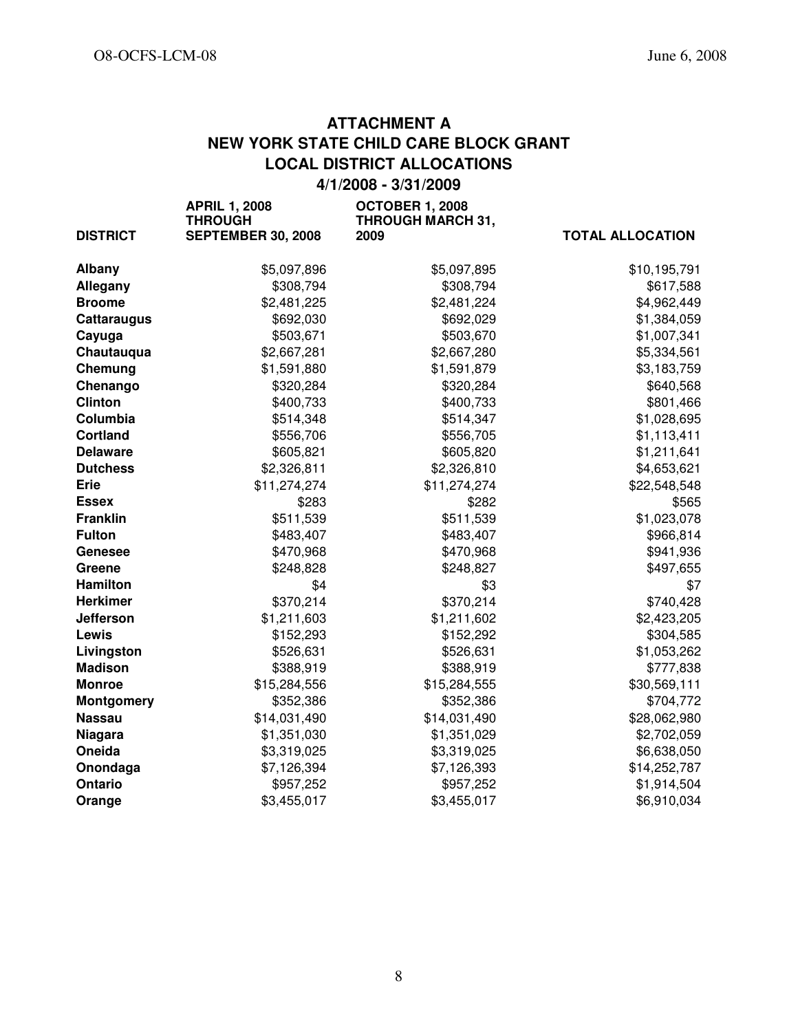## ATTACHMENT A
## NEW YORK STATE CHILD CARE BLOCK GRANT
## LOCAL DISTRICT ALLOCATIONS
## 4/1/2008 - 3/31/2009

| DISTRICT | APRIL 1, 2008 THROUGH SEPTEMBER 30, 2008 | OCTOBER 1, 2008 THROUGH MARCH 31, 2009 | TOTAL ALLOCATION |
|---|---|---|---|
| **Albany** | $5,097,896 | $5,097,895 | $10,195,791 |
| **Allegany** | $308,794 | $308,794 | $617,588 |
| **Broome** | $2,481,225 | $2,481,224 | $4,962,449 |
| **Cattaraugus** | $692,030 | $692,029 | $1,384,059 |
| **Cayuga** | $503,671 | $503,670 | $1,007,341 |
| **Chautauqua** | $2,667,281 | $2,667,280 | $5,334,561 |
| **Chemung** | $1,591,880 | $1,591,879 | $3,183,759 |
| **Chenango** | $320,284 | $320,284 | $640,568 |
| **Clinton** | $400,733 | $400,733 | $801,466 |
| **Columbia** | $514,348 | $514,347 | $1,028,695 |
| **Cortland** | $556,706 | $556,705 | $1,113,411 |
| **Delaware** | $605,821 | $605,820 | $1,211,641 |
| **Dutchess** | $2,326,811 | $2,326,810 | $4,653,621 |
| **Erie** | $11,274,274 | $11,274,274 | $22,548,548 |
| **Essex** | $283 | $282 | $565 |
| **Franklin** | $511,539 | $511,539 | $1,023,078 |
| **Fulton** | $483,407 | $483,407 | $966,814 |
| **Genesee** | $470,968 | $470,968 | $941,936 |
| **Greene** | $248,828 | $248,827 | $497,655 |
| **Hamilton** | $4 | $3 | $7 |
| **Herkimer** | $370,214 | $370,214 | $740,428 |
| **Jefferson** | $1,211,603 | $1,211,602 | $2,423,205 |
| **Lewis** | $152,293 | $152,292 | $304,585 |
| **Livingston** | $526,631 | $526,631 | $1,053,262 |
| **Madison** | $388,919 | $388,919 | $777,838 |
| **Monroe** | $15,284,556 | $15,284,555 | $30,569,111 |
| **Montgomery** | $352,386 | $352,386 | $704,772 |
| **Nassau** | $14,031,490 | $14,031,490 | $28,062,980 |
| **Niagara** | $1,351,030 | $1,351,029 | $2,702,059 |
| **Oneida** | $3,319,025 | $3,319,025 | $6,638,050 |
| **Onondaga** | $7,126,394 | $7,126,393 | $14,252,787 |
| **Ontario** | $957,252 | $957,252 | $1,914,504 |
| **Orange** | $3,455,017 | $3,455,017 | $6,910,034 |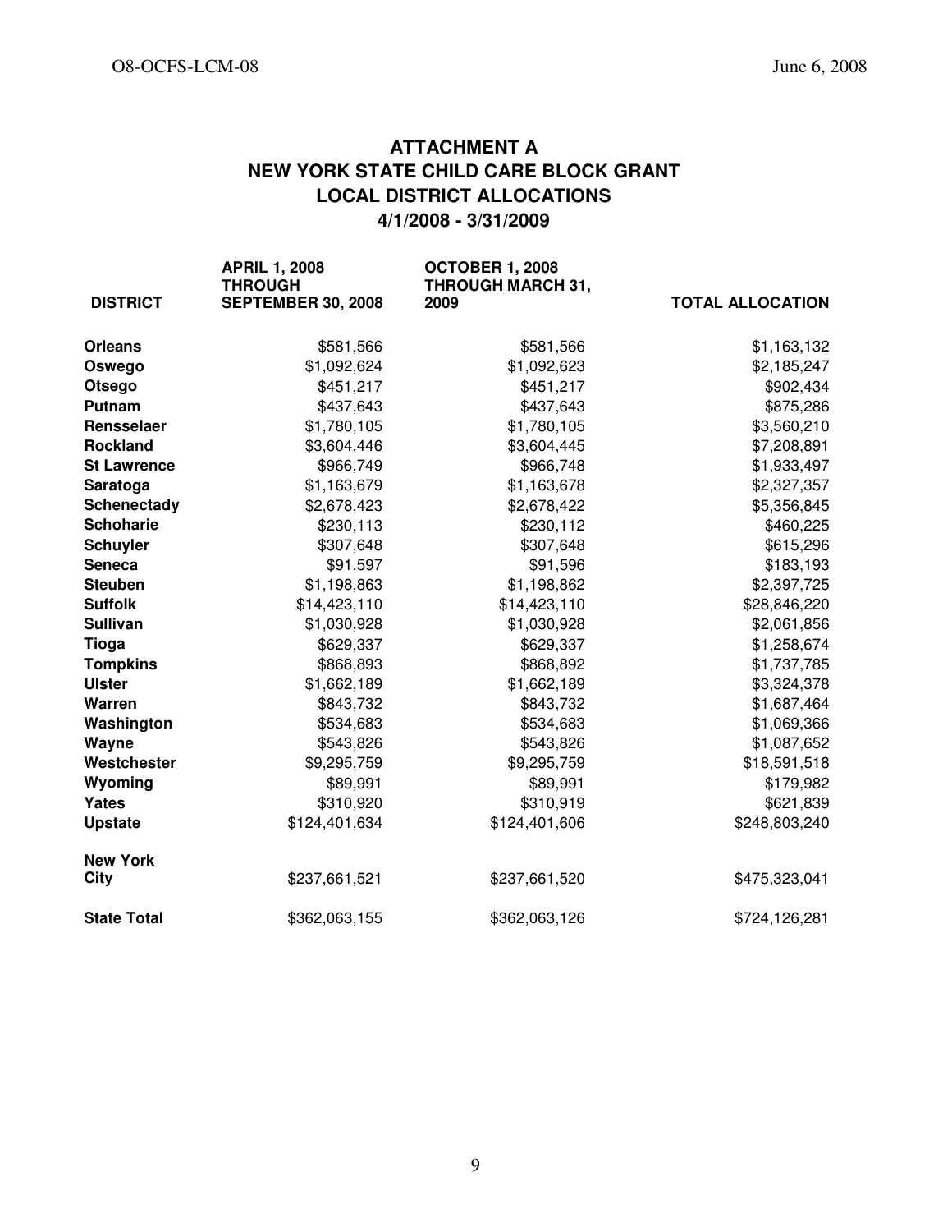## ATTACHMENT A
## NEW YORK STATE CHILD CARE BLOCK GRANT
## LOCAL DISTRICT ALLOCATIONS
## 4/1/2008 - 3/31/2009

| DISTRICT | APRIL 1, 2008 THROUGH SEPTEMBER 30, 2008 | OCTOBER 1, 2008 THROUGH MARCH 31, 2009 | TOTAL ALLOCATION |
|---|---|---|---|
| **Orleans** | $581,566 | $581,566 | $1,163,132 |
| **Oswego** | $1,092,624 | $1,092,623 | $2,185,247 |
| **Otsego** | $451,217 | $451,217 | $902,434 |
| **Putnam** | $437,643 | $437,643 | $875,286 |
| **Rensselaer** | $1,780,105 | $1,780,105 | $3,560,210 |
| **Rockland** | $3,604,446 | $3,604,445 | $7,208,891 |
| **St Lawrence** | $966,749 | $966,748 | $1,933,497 |
| **Saratoga** | $1,163,679 | $1,163,678 | $2,327,357 |
| **Schenectady** | $2,678,423 | $2,678,422 | $5,356,845 |
| **Schoharie** | $230,113 | $230,112 | $460,225 |
| **Schuyler** | $307,648 | $307,648 | $615,296 |
| **Seneca** | $91,597 | $91,596 | $183,193 |
| **Steuben** | $1,198,863 | $1,198,862 | $2,397,725 |
| **Suffolk** | $14,423,110 | $14,423,110 | $28,846,220 |
| **Sullivan** | $1,030,928 | $1,030,928 | $2,061,856 |
| **Tioga** | $629,337 | $629,337 | $1,258,674 |
| **Tompkins** | $868,893 | $868,892 | $1,737,785 |
| **Ulster** | $1,662,189 | $1,662,189 | $3,324,378 |
| **Warren** | $843,732 | $843,732 | $1,687,464 |
| **Washington** | $534,683 | $534,683 | $1,069,366 |
| **Wayne** | $543,826 | $543,826 | $1,087,652 |
| **Westchester** | $9,295,759 | $9,295,759 | $18,591,518 |
| **Wyoming** | $89,991 | $89,991 | $179,982 |
| **Yates** | $310,920 | $310,919 | $621,839 |
| **Upstate** | $124,401,634 | $124,401,606 | $248,803,240 |
| **New York City** | $237,661,521 | $237,661,520 | $475,323,041 |
| **State Total** | $362,063,155 | $362,063,126 | $724,126,281 |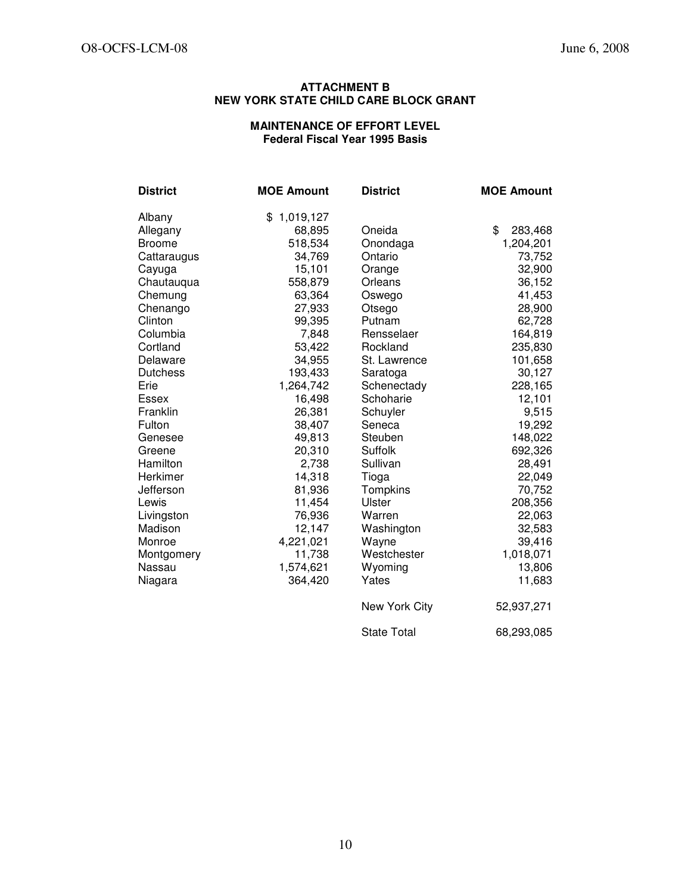**ATTACHMENT B**
**NEW YORK STATE CHILD CARE BLOCK GRANT**

**MAINTENANCE OF EFFORT LEVEL**
**Federal Fiscal Year 1995 Basis**

| District | MOE Amount | District | MOE Amount |
|---|---|---|---|
| Albany | $ 1,019,127 | | |
| Allegany | 68,895 | Oneida | $ 283,468 |
| Broome | 518,534 | Onondaga | 1,204,201 |
| Cattaraugus | 34,769 | Ontario | 73,752 |
| Cayuga | 15,101 | Orange | 32,900 |
| Chautauqua | 558,879 | Orleans | 36,152 |
| Chemung | 63,364 | Oswego | 41,453 |
| Chenango | 27,933 | Otsego | 28,900 |
| Clinton | 99,395 | Putnam | 62,728 |
| Columbia | 7,848 | Rensselaer | 164,819 |
| Cortland | 53,422 | Rockland | 235,830 |
| Delaware | 34,955 | St. Lawrence | 101,658 |
| Dutchess | 193,433 | Saratoga | 30,127 |
| Erie | 1,264,742 | Schenectady | 228,165 |
| Essex | 16,498 | Schoharie | 12,101 |
| Franklin | 26,381 | Schuyler | 9,515 |
| Fulton | 38,407 | Seneca | 19,292 |
| Genesee | 49,813 | Steuben | 148,022 |
| Greene | 20,310 | Suffolk | 692,326 |
| Hamilton | 2,738 | Sullivan | 28,491 |
| Herkimer | 14,318 | Tioga | 22,049 |
| Jefferson | 81,936 | Tompkins | 70,752 |
| Lewis | 11,454 | Ulster | 208,356 |
| Livingston | 76,936 | Warren | 22,063 |
| Madison | 12,147 | Washington | 32,583 |
| Monroe | 4,221,021 | Wayne | 39,416 |
| Montgomery | 11,738 | Westchester | 1,018,071 |
| Nassau | 1,574,621 | Wyoming | 13,806 |
| Niagara | 364,420 | Yates | 11,683 |
| | | New York City | 52,937,271 |
| | | State Total | 68,293,085 |